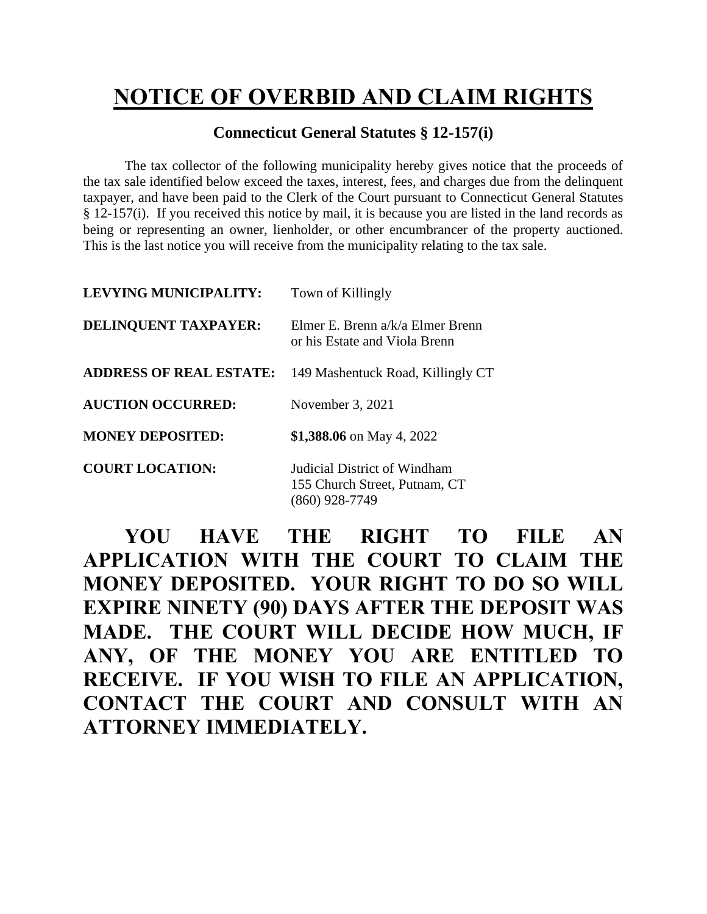# NOTICE OF OVERBID AND CLAIM RIGHTS

**Connecticut General Statutes § 12-157(i)**

The tax collector of the following municipality hereby gives notice that the proceeds of the tax sale identified below exceed the taxes, interest, fees, and charges due from the delinquent taxpayer, and have been paid to the Clerk of the Court pursuant to Connecticut General Statutes § 12-157(i). If you received this notice by mail, it is because you are listed in the land records as being or representing an owner, lienholder, or other encumbrancer of the property auctioned. This is the last notice you will receive from the municipality relating to the tax sale.

**LEVYING MUNICIPALITY:** Town of Killingly

**DELINQUENT TAXPAYER:** Elmer E. Brenn a/k/a Elmer Brenn or his Estate and Viola Brenn

**ADDRESS OF REAL ESTATE:** 149 Mashentuck Road, Killingly CT

**AUCTION OCCURRED:** November 3, 2021

**MONEY DEPOSITED:** **$1,388.06** on May 4, 2022

**COURT LOCATION:** Judicial District of Windham
155 Church Street, Putnam, CT
(860) 928-7749

**YOU HAVE THE RIGHT TO FILE AN APPLICATION WITH THE COURT TO CLAIM THE MONEY DEPOSITED. YOUR RIGHT TO DO SO WILL EXPIRE NINETY (90) DAYS AFTER THE DEPOSIT WAS MADE. THE COURT WILL DECIDE HOW MUCH, IF ANY, OF THE MONEY YOU ARE ENTITLED TO RECEIVE. IF YOU WISH TO FILE AN APPLICATION, CONTACT THE COURT AND CONSULT WITH AN ATTORNEY IMMEDIATELY.**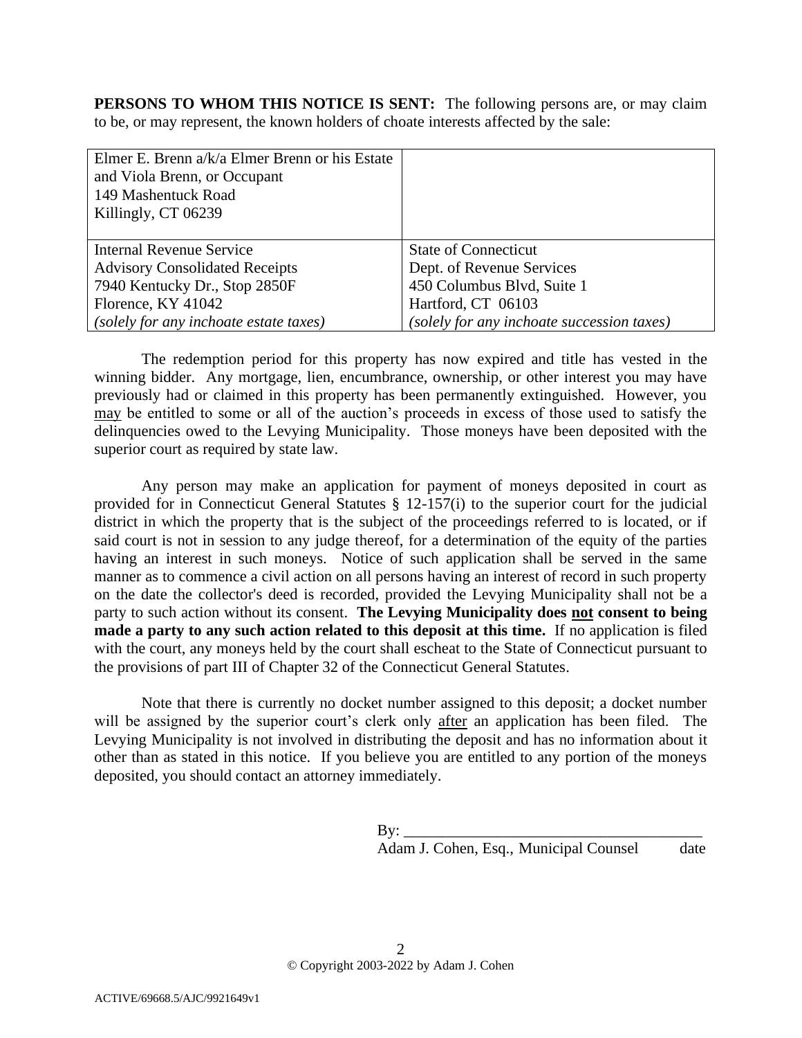**PERSONS TO WHOM THIS NOTICE IS SENT:** The following persons are, or may claim to be, or may represent, the known holders of choate interests affected by the sale:

| | |
|---|---|
| Elmer E. Brenn a/k/a Elmer Brenn or his Estate<br>and Viola Brenn, or Occupant<br>149 Mashentuck Road<br>Killingly, CT 06239 | |
| Internal Revenue Service<br>Advisory Consolidated Receipts<br>7940 Kentucky Dr., Stop 2850F<br>Florence, KY 41042<br>*(solely for any inchoate estate taxes)* | State of Connecticut<br>Dept. of Revenue Services<br>450 Columbus Blvd, Suite 1<br>Hartford, CT 06103<br>*(solely for any inchoate succession taxes)* |

The redemption period for this property has now expired and title has vested in the winning bidder. Any mortgage, lien, encumbrance, ownership, or other interest you may have previously had or claimed in this property has been permanently extinguished. However, you <u>may</u> be entitled to some or all of the auction's proceeds in excess of those used to satisfy the delinquencies owed to the Levying Municipality. Those moneys have been deposited with the superior court as required by state law.

Any person may make an application for payment of moneys deposited in court as provided for in Connecticut General Statutes § 12-157(i) to the superior court for the judicial district in which the property that is the subject of the proceedings referred to is located, or if said court is not in session to any judge thereof, for a determination of the equity of the parties having an interest in such moneys. Notice of such application shall be served in the same manner as to commence a civil action on all persons having an interest of record in such property on the date the collector's deed is recorded, provided the Levying Municipality shall not be a party to such action without its consent. **The Levying Municipality does <u>not</u> consent to being made a party to any such action related to this deposit at this time.** If no application is filed with the court, any moneys held by the court shall escheat to the State of Connecticut pursuant to the provisions of part III of Chapter 32 of the Connecticut General Statutes.

Note that there is currently no docket number assigned to this deposit; a docket number will be assigned by the superior court's clerk only <u>after</u> an application has been filed. The Levying Municipality is not involved in distributing the deposit and has no information about it other than as stated in this notice. If you believe you are entitled to any portion of the moneys deposited, you should contact an attorney immediately.

By: ______________________________________
Adam J. Cohen, Esq., Municipal Counsel date

© Copyright 2003-2022 by Adam J. Cohen

ACTIVE/69668.5/AJC/9921649v1